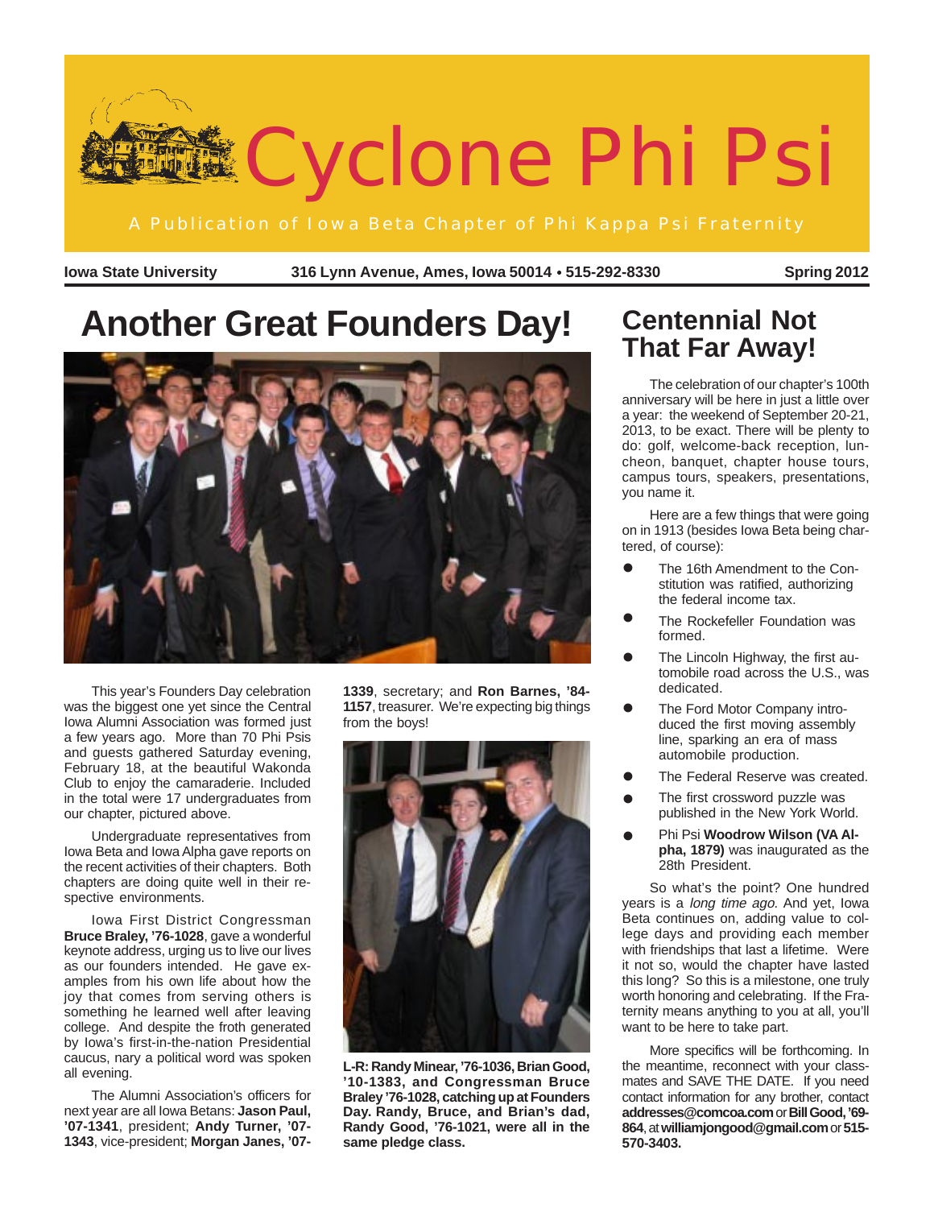# Cyclone Phi Psi

A Publication of Iowa Beta Chapter of Phi Kappa Psi Fraternity

**Iowa State University** **316 Lynn Avenue, Ames, Iowa 50014 • 515-292-8330** **Spring 2012**

## Another Great Founders Day!

This year's Founders Day celebration was the biggest one yet since the Central Iowa Alumni Association was formed just a few years ago. More than 70 Phi Psis and guests gathered Saturday evening, February 18, at the beautiful Wakonda Club to enjoy the camaraderie. Included in the total were 17 undergraduates from our chapter, pictured above.

Undergraduate representatives from Iowa Beta and Iowa Alpha gave reports on the recent activities of their chapters. Both chapters are doing quite well in their respective environments.

Iowa First District Congressman **Bruce Braley, '76-1028**, gave a wonderful keynote address, urging us to live our lives as our founders intended. He gave examples from his own life about how the joy that comes from serving others is something he learned well after leaving college. And despite the froth generated by Iowa's first-in-the-nation Presidential caucus, nary a political word was spoken all evening.

The Alumni Association's officers for next year are all Iowa Betans: **Jason Paul, '07-1341**, president; **Andy Turner, '07-1343**, vice-president; **Morgan Janes, '07-1339**, secretary; and **Ron Barnes, '84-1157**, treasurer. We're expecting big things from the boys!

**L-R: Randy Minear, '76-1036, Brian Good, '10-1383, and Congressman Bruce Braley '76-1028, catching up at Founders Day. Randy, Bruce, and Brian's dad, Randy Good, '76-1021, were all in the same pledge class.**

## Centennial Not That Far Away!

The celebration of our chapter's 100th anniversary will be here in just a little over a year: the weekend of September 20-21, 2013, to be exact. There will be plenty to do: golf, welcome-back reception, luncheon, banquet, chapter house tours, campus tours, speakers, presentations, you name it.

Here are a few things that were going on in 1913 (besides Iowa Beta being chartered, of course):

- The 16th Amendment to the Constitution was ratified, authorizing the federal income tax.
- The Rockefeller Foundation was formed.
- The Lincoln Highway, the first automobile road across the U.S., was dedicated.
- The Ford Motor Company introduced the first moving assembly line, sparking an era of mass automobile production.
- The Federal Reserve was created.
- The first crossword puzzle was published in the New York World.
- Phi Psi **Woodrow Wilson (VA Alpha, 1879)** was inaugurated as the 28th President.

So what's the point? One hundred years is a *long time ago.* And yet, Iowa Beta continues on, adding value to college days and providing each member with friendships that last a lifetime. Were it not so, would the chapter have lasted this long? So this is a milestone, one truly worth honoring and celebrating. If the Fraternity means anything to you at all, you'll want to be here to take part.

More specifics will be forthcoming. In the meantime, reconnect with your classmates and SAVE THE DATE. If you need contact information for any brother, contact **addresses@comcoa.com** or **Bill Good, '69-864**, at **williamjongood@gmail.com** or **515-570-3403.**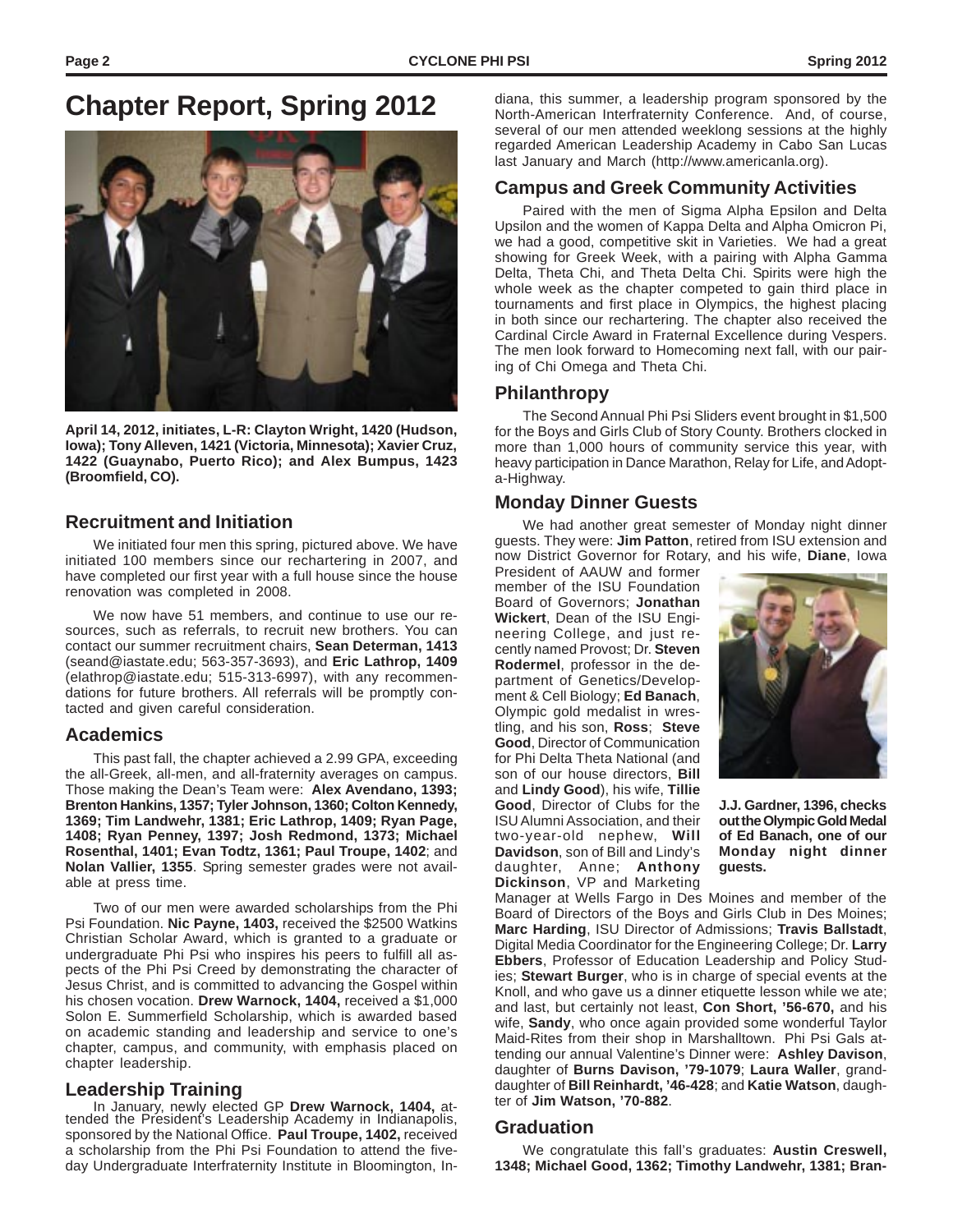# Chapter Report, Spring 2012

**April 14, 2012, initiates, L-R: Clayton Wright, 1420 (Hudson, Iowa); Tony Alleven, 1421 (Victoria, Minnesota); Xavier Cruz, 1422 (Guaynabo, Puerto Rico); and Alex Bumpus, 1423 (Broomfield, CO).**

## Recruitment and Initiation

We initiated four men this spring, pictured above. We have initiated 100 members since our rechartering in 2007, and have completed our first year with a full house since the house renovation was completed in 2008.

We now have 51 members, and continue to use our resources, such as referrals, to recruit new brothers. You can contact our summer recruitment chairs, **Sean Determan, 1413** (seand@iastate.edu; 563-357-3693), and **Eric Lathrop, 1409** (elathrop@iastate.edu; 515-313-6997), with any recommendations for future brothers. All referrals will be promptly contacted and given careful consideration.

## Academics

This past fall, the chapter achieved a 2.99 GPA, exceeding the all-Greek, all-men, and all-fraternity averages on campus. Those making the Dean's Team were: **Alex Avendano, 1393; Brenton Hankins, 1357; Tyler Johnson, 1360; Colton Kennedy, 1369; Tim Landwehr, 1381; Eric Lathrop, 1409; Ryan Page, 1408; Ryan Penney, 1397; Josh Redmond, 1373; Michael Rosenthal, 1401; Evan Todtz, 1361; Paul Troupe, 1402**; and **Nolan Vallier, 1355**. Spring semester grades were not available at press time.

Two of our men were awarded scholarships from the Phi Psi Foundation. **Nic Payne, 1403,** received the $2500 Watkins Christian Scholar Award, which is granted to a graduate or undergraduate Phi Psi who inspires his peers to fulfill all aspects of the Phi Psi Creed by demonstrating the character of Jesus Christ, and is committed to advancing the Gospel within his chosen vocation. **Drew Warnock, 1404,** received a $1,000 Solon E. Summerfield Scholarship, which is awarded based on academic standing and leadership and service to one's chapter, campus, and community, with emphasis placed on chapter leadership.

## Leadership Training

In January, newly elected GP **Drew Warnock, 1404,** attended the President's Leadership Academy in Indianapolis, sponsored by the National Office. **Paul Troupe, 1402,** received a scholarship from the Phi Psi Foundation to attend the five-day Undergraduate Interfraternity Institute in Bloomington, Indiana, this summer, a leadership program sponsored by the North-American Interfraternity Conference. And, of course, several of our men attended weeklong sessions at the highly regarded American Leadership Academy in Cabo San Lucas last January and March (http://www.americanla.org).

## Campus and Greek Community Activities

Paired with the men of Sigma Alpha Epsilon and Delta Upsilon and the women of Kappa Delta and Alpha Omicron Pi, we had a good, competitive skit in Varieties. We had a great showing for Greek Week, with a pairing with Alpha Gamma Delta, Theta Chi, and Theta Delta Chi. Spirits were high the whole week as the chapter competed to gain third place in tournaments and first place in Olympics, the highest placing in both since our rechartering. The chapter also received the Cardinal Circle Award in Fraternal Excellence during Vespers. The men look forward to Homecoming next fall, with our pairing of Chi Omega and Theta Chi.

## Philanthropy

The Second Annual Phi Psi Sliders event brought in $1,500 for the Boys and Girls Club of Story County. Brothers clocked in more than 1,000 hours of community service this year, with heavy participation in Dance Marathon, Relay for Life, and Adopt-a-Highway.

## Monday Dinner Guests

We had another great semester of Monday night dinner guests. They were: **Jim Patton**, retired from ISU extension and now District Governor for Rotary, and his wife, **Diane**, Iowa President of AAUW and former member of the ISU Foundation Board of Governors; **Jonathan Wickert**, Dean of the ISU Engineering College, and just recently named Provost; Dr. **Steven Rodermel**, professor in the department of Genetics/Development & Cell Biology; **Ed Banach**, Olympic gold medalist in wrestling, and his son, **Ross**; **Steve Good**, Director of Communication for Phi Delta Theta National (and son of our house directors, **Bill** and **Lindy Good**), his wife, **Tillie Good**, Director of Clubs for the ISU Alumni Association, and their two-year-old nephew, **Will Davidson**, son of Bill and Lindy's daughter, Anne; **Anthony Dickinson**, VP and Marketing Manager at Wells Fargo in Des Moines and member of the Board of Directors of the Boys and Girls Club in Des Moines; **Marc Harding**, ISU Director of Admissions; **Travis Ballstadt**, Digital Media Coordinator for the Engineering College; Dr. **Larry Ebbers**, Professor of Education Leadership and Policy Studies; **Stewart Burger**, who is in charge of special events at the Knoll, and who gave us a dinner etiquette lesson while we ate; and last, but certainly not least, **Con Short, '56-670,** and his wife, **Sandy**, who once again provided some wonderful Taylor Maid-Rites from their shop in Marshalltown. Phi Psi Gals attending our annual Valentine's Dinner were: **Ashley Davison**, daughter of **Burns Davison, '79-1079**; **Laura Waller**, granddaughter of **Bill Reinhardt, '46-428**; and **Katie Watson**, daughter of **Jim Watson, '70-882**.

**J.J. Gardner, 1396, checks out the Olympic Gold Medal of Ed Banach, one of our Monday night dinner guests.**

## Graduation

We congratulate this fall's graduates: **Austin Creswell, 1348; Michael Good, 1362; Timothy Landwehr, 1381; Bran-**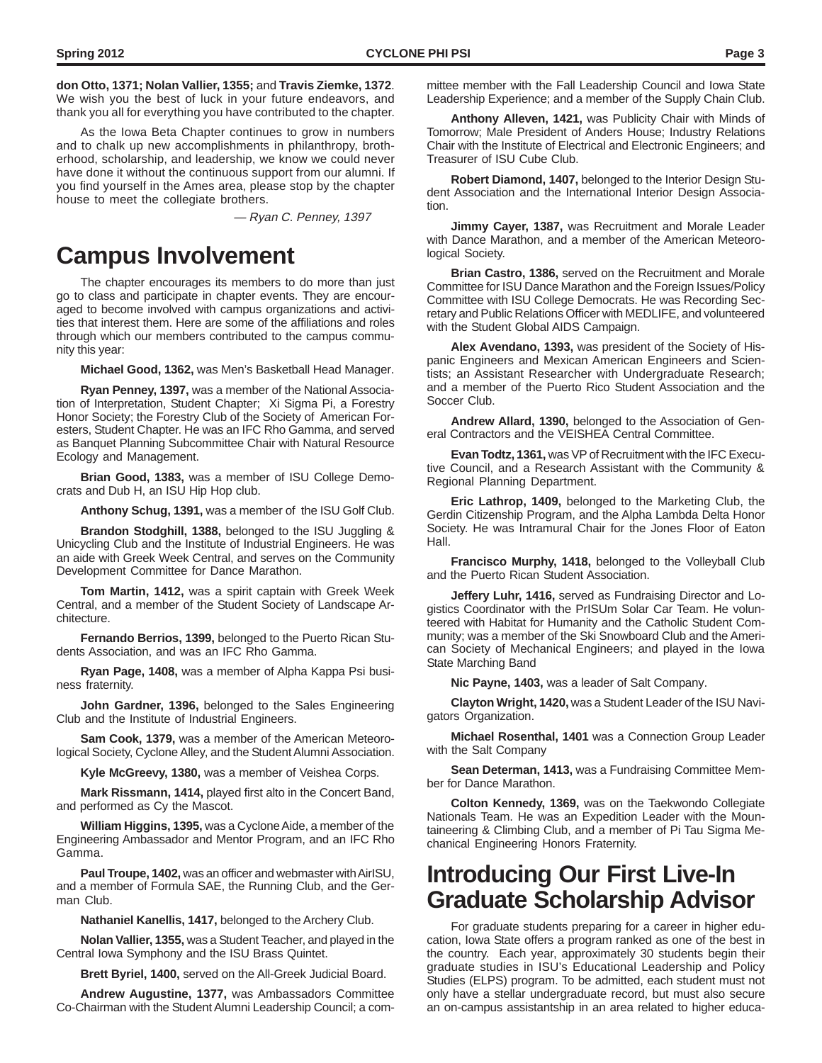**don Otto, 1371; Nolan Vallier, 1355;** and **Travis Ziemke, 1372**. We wish you the best of luck in your future endeavors, and thank you all for everything you have contributed to the chapter.

As the Iowa Beta Chapter continues to grow in numbers and to chalk up new accomplishments in philanthropy, brotherhood, scholarship, and leadership, we know we could never have done it without the continuous support from our alumni. If you find yourself in the Ames area, please stop by the chapter house to meet the collegiate brothers.

*— Ryan C. Penney, 1397*

# Campus Involvement

The chapter encourages its members to do more than just go to class and participate in chapter events. They are encouraged to become involved with campus organizations and activities that interest them. Here are some of the affiliations and roles through which our members contributed to the campus community this year:

**Michael Good, 1362,** was Men's Basketball Head Manager.

**Ryan Penney, 1397,** was a member of the National Association of Interpretation, Student Chapter; Xi Sigma Pi, a Forestry Honor Society; the Forestry Club of the Society of American Foresters, Student Chapter. He was an IFC Rho Gamma, and served as Banquet Planning Subcommittee Chair with Natural Resource Ecology and Management.

**Brian Good, 1383,** was a member of ISU College Democrats and Dub H, an ISU Hip Hop club.

**Anthony Schug, 1391,** was a member of the ISU Golf Club.

**Brandon Stodghill, 1388,** belonged to the ISU Juggling & Unicycling Club and the Institute of Industrial Engineers. He was an aide with Greek Week Central, and serves on the Community Development Committee for Dance Marathon.

**Tom Martin, 1412,** was a spirit captain with Greek Week Central, and a member of the Student Society of Landscape Architecture.

**Fernando Berrios, 1399,** belonged to the Puerto Rican Students Association, and was an IFC Rho Gamma.

**Ryan Page, 1408,** was a member of Alpha Kappa Psi business fraternity.

**John Gardner, 1396,** belonged to the Sales Engineering Club and the Institute of Industrial Engineers.

**Sam Cook, 1379,** was a member of the American Meteorological Society, Cyclone Alley, and the Student Alumni Association.

**Kyle McGreevy, 1380,** was a member of Veishea Corps.

**Mark Rissmann, 1414,** played first alto in the Concert Band, and performed as Cy the Mascot.

**William Higgins, 1395,** was a Cyclone Aide, a member of the Engineering Ambassador and Mentor Program, and an IFC Rho Gamma.

**Paul Troupe, 1402,** was an officer and webmaster with AirISU, and a member of Formula SAE, the Running Club, and the German Club.

**Nathaniel Kanellis, 1417,** belonged to the Archery Club.

**Nolan Vallier, 1355,** was a Student Teacher, and played in the Central Iowa Symphony and the ISU Brass Quintet.

**Brett Byriel, 1400,** served on the All-Greek Judicial Board.

**Andrew Augustine, 1377,** was Ambassadors Committee Co-Chairman with the Student Alumni Leadership Council; a committee member with the Fall Leadership Council and Iowa State Leadership Experience; and a member of the Supply Chain Club.

**Anthony Alleven, 1421,** was Publicity Chair with Minds of Tomorrow; Male President of Anders House; Industry Relations Chair with the Institute of Electrical and Electronic Engineers; and Treasurer of ISU Cube Club.

**Robert Diamond, 1407,** belonged to the Interior Design Student Association and the International Interior Design Association.

**Jimmy Cayer, 1387,** was Recruitment and Morale Leader with Dance Marathon, and a member of the American Meteorological Society.

**Brian Castro, 1386,** served on the Recruitment and Morale Committee for ISU Dance Marathon and the Foreign Issues/Policy Committee with ISU College Democrats. He was Recording Secretary and Public Relations Officer with MEDLIFE, and volunteered with the Student Global AIDS Campaign.

**Alex Avendano, 1393,** was president of the Society of Hispanic Engineers and Mexican American Engineers and Scientists; an Assistant Researcher with Undergraduate Research; and a member of the Puerto Rico Student Association and the Soccer Club.

**Andrew Allard, 1390,** belonged to the Association of General Contractors and the VEISHEA Central Committee.

**Evan Todtz, 1361,** was VP of Recruitment with the IFC Executive Council, and a Research Assistant with the Community & Regional Planning Department.

**Eric Lathrop, 1409,** belonged to the Marketing Club, the Gerdin Citizenship Program, and the Alpha Lambda Delta Honor Society. He was Intramural Chair for the Jones Floor of Eaton Hall.

**Francisco Murphy, 1418,** belonged to the Volleyball Club and the Puerto Rican Student Association.

**Jeffery Luhr, 1416,** served as Fundraising Director and Logistics Coordinator with the PrISUm Solar Car Team. He volunteered with Habitat for Humanity and the Catholic Student Community; was a member of the Ski Snowboard Club and the American Society of Mechanical Engineers; and played in the Iowa State Marching Band

**Nic Payne, 1403,** was a leader of Salt Company.

**Clayton Wright, 1420,** was a Student Leader of the ISU Navigators Organization.

**Michael Rosenthal, 1401** was a Connection Group Leader with the Salt Company

**Sean Determan, 1413,** was a Fundraising Committee Member for Dance Marathon.

**Colton Kennedy, 1369,** was on the Taekwondo Collegiate Nationals Team. He was an Expedition Leader with the Mountaineering & Climbing Club, and a member of Pi Tau Sigma Mechanical Engineering Honors Fraternity.

# Introducing Our First Live-In Graduate Scholarship Advisor

For graduate students preparing for a career in higher education, Iowa State offers a program ranked as one of the best in the country. Each year, approximately 30 students begin their graduate studies in ISU's Educational Leadership and Policy Studies (ELPS) program. To be admitted, each student must not only have a stellar undergraduate record, but must also secure an on-campus assistantship in an area related to higher educa-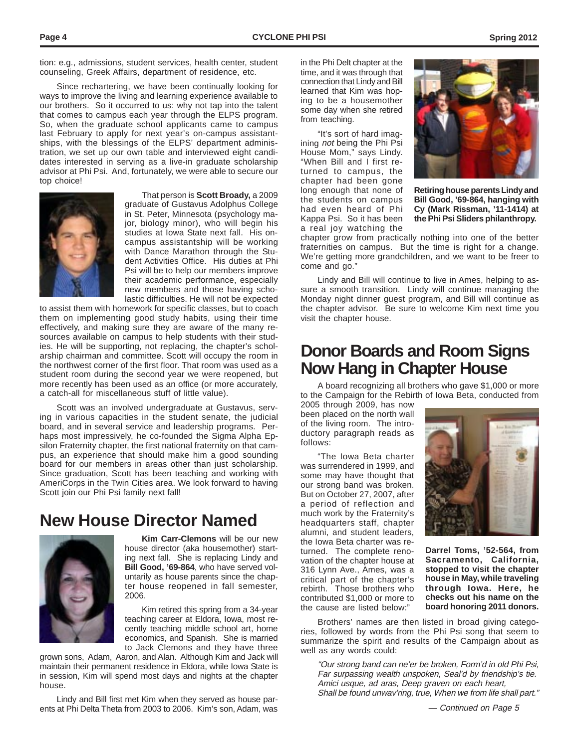tion: e.g., admissions, student services, health center, student counseling, Greek Affairs, department of residence, etc.

Since rechartering, we have been continually looking for ways to improve the living and learning experience available to our brothers. So it occurred to us: why not tap into the talent that comes to campus each year through the ELPS program. So, when the graduate school applicants came to campus last February to apply for next year's on-campus assistantships, with the blessings of the ELPS' department administration, we set up our own table and interviewed eight candidates interested in serving as a live-in graduate scholarship advisor at Phi Psi. And, fortunately, we were able to secure our top choice!

That person is **Scott Broady,** a 2009 graduate of Gustavus Adolphus College in St. Peter, Minnesota (psychology major, biology minor), who will begin his studies at Iowa State next fall. His on-campus assistantship will be working with Dance Marathon through the Student Activities Office. His duties at Phi Psi will be to help our members improve their academic performance, especially new members and those having scholastic difficulties. He will not be expected to assist them with homework for specific classes, but to coach them on implementing good study habits, using their time effectively, and making sure they are aware of the many resources available on campus to help students with their studies. He will be supporting, not replacing, the chapter's scholarship chairman and committee. Scott will occupy the room in the northwest corner of the first floor. That room was used as a student room during the second year we were reopened, but more recently has been used as an office (or more accurately, a catch-all for miscellaneous stuff of little value).

Scott was an involved undergraduate at Gustavus, serving in various capacities in the student senate, the judicial board, and in several service and leadership programs. Perhaps most impressively, he co-founded the Sigma Alpha Epsilon Fraternity chapter, the first national fraternity on that campus, an experience that should make him a good sounding board for our members in areas other than just scholarship. Since graduation, Scott has been teaching and working with AmeriCorps in the Twin Cities area. We look forward to having Scott join our Phi Psi family next fall!

## New House Director Named

**Kim Carr-Clemons** will be our new house director (aka housemother) starting next fall. She is replacing Lindy and **Bill Good, '69-864**, who have served voluntarily as house parents since the chapter house reopened in fall semester, 2006.

Kim retired this spring from a 34-year teaching career at Eldora, Iowa, most recently teaching middle school art, home economics, and Spanish. She is married to Jack Clemons and they have three grown sons, Adam, Aaron, and Alan. Although Kim and Jack will maintain their permanent residence in Eldora, while Iowa State is in session, Kim will spend most days and nights at the chapter house.

Lindy and Bill first met Kim when they served as house parents at Phi Delta Theta from 2003 to 2006. Kim's son, Adam, was in the Phi Delt chapter at the time, and it was through that connection that Lindy and Bill learned that Kim was hoping to be a housemother some day when she retired from teaching.

"It's sort of hard imagining *not* being the Phi Psi House Mom," says Lindy. "When Bill and I first returned to campus, the chapter had been gone long enough that none of the students on campus had even heard of Phi Kappa Psi. So it has been a real joy watching the chapter grow from practically nothing into one of the better fraternities on campus. But the time is right for a change. We're getting more grandchildren, and we want to be freer to come and go."

**Retiring house parents Lindy and Bill Good, '69-864, hanging with Cy (Mark Rissman, '11-1414) at the Phi Psi Sliders philanthropy.**

Lindy and Bill will continue to live in Ames, helping to assure a smooth transition. Lindy will continue managing the Monday night dinner guest program, and Bill will continue as the chapter advisor. Be sure to welcome Kim next time you visit the chapter house.

## Donor Boards and Room Signs Now Hang in Chapter House

A board recognizing all brothers who gave $1,000 or more to the Campaign for the Rebirth of Iowa Beta, conducted from 2005 through 2009, has now been placed on the north wall of the living room. The introductory paragraph reads as follows:

"The Iowa Beta charter was surrendered in 1999, and some may have thought that our strong band was broken. But on October 27, 2007, after a period of reflection and much work by the Fraternity's headquarters staff, chapter alumni, and student leaders, the Iowa Beta charter was returned. The complete renovation of the chapter house at 316 Lynn Ave., Ames, was a critical part of the chapter's rebirth. Those brothers who contributed $1,000 or more to the cause are listed below:"

**Darrel Toms, '52-564, from Sacramento, California, stopped to visit the chapter house in May, while traveling through Iowa. Here, he checks out his name on the board honoring 2011 donors.**

Brothers' names are then listed in broad giving categories, followed by words from the Phi Psi song that seem to summarize the spirit and results of the Campaign about as well as any words could:

> *"Our strong band can ne'er be broken, Form'd in old Phi Psi,*
> *Far surpassing wealth unspoken, Seal'd by friendship's tie.*
> *Amici usque, ad aras, Deep graven on each heart,*
> *Shall be found unwav'ring, true, When we from life shall part."*

*— Continued on Page 5*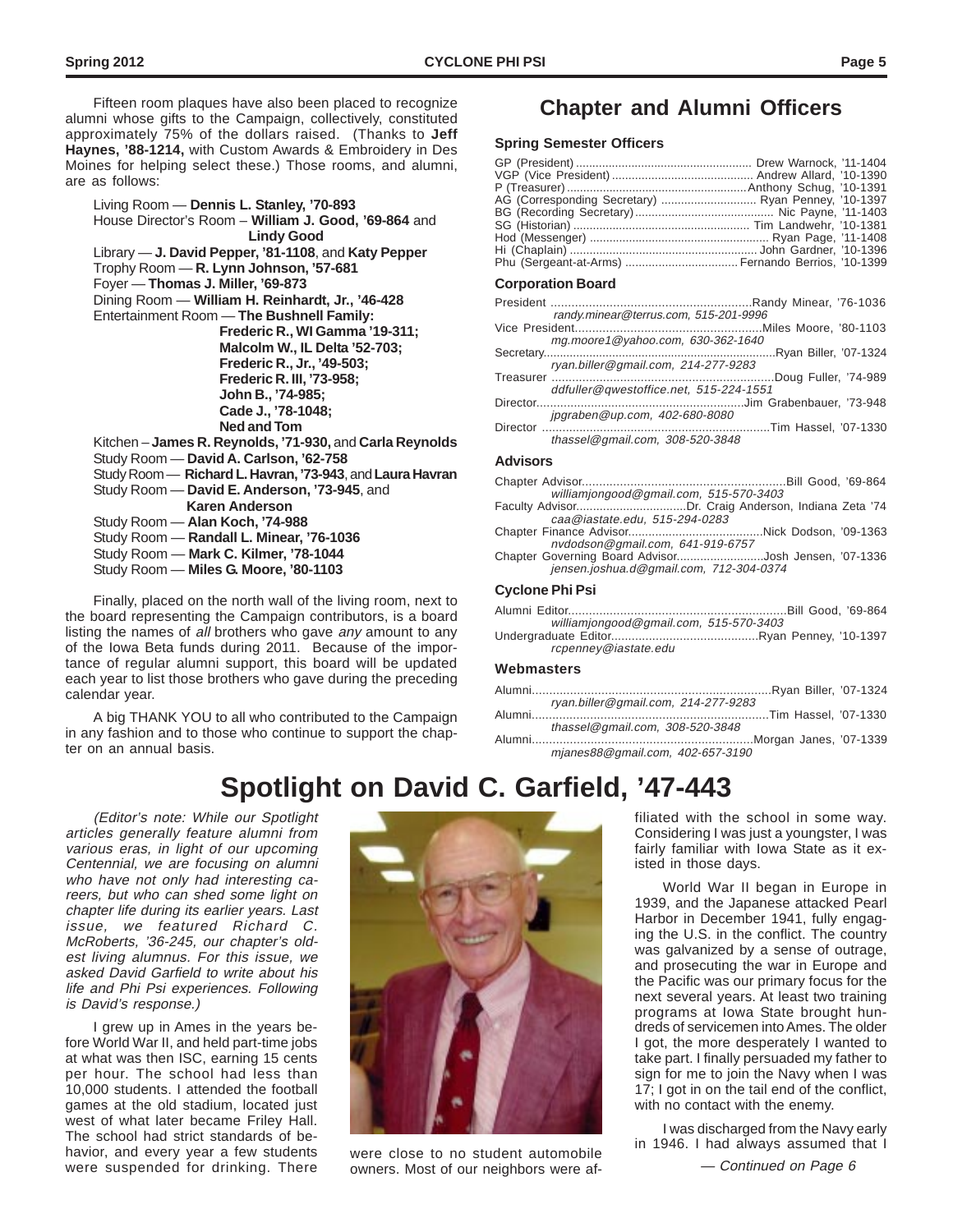Fifteen room plaques have also been placed to recognize alumni whose gifts to the Campaign, collectively, constituted approximately 75% of the dollars raised. (Thanks to **Jeff Haynes, '88-1214,** with Custom Awards & Embroidery in Des Moines for helping select these.) Those rooms, and alumni, are as follows:

Living Room — **Dennis L. Stanley, '70-893**
House Director's Room – **William J. Good, '69-864** and **Lindy Good**
Library — **J. David Pepper, '81-1108**, and **Katy Pepper**
Trophy Room — **R. Lynn Johnson, '57-681**
Foyer — **Thomas J. Miller, '69-873**
Dining Room — **William H. Reinhardt, Jr., '46-428**
Entertainment Room — **The Bushnell Family:**
**Frederic R., WI Gamma '19-311;**
**Malcolm W., IL Delta '52-703;**
**Frederic R., Jr., '49-503;**
**Frederic R. III, '73-958;**
**John B., '74-985;**
**Cade J., '78-1048;**
**Ned and Tom**
Kitchen – **James R. Reynolds, '71-930,** and **Carla Reynolds**
Study Room — **David A. Carlson, '62-758**
Study Room — **Richard L. Havran, '73-943**, and **Laura Havran**
Study Room — **David E. Anderson, '73-945**, and **Karen Anderson**
Study Room — **Alan Koch, '74-988**
Study Room — **Randall L. Minear, '76-1036**
Study Room — **Mark C. Kilmer, '78-1044**
Study Room — **Miles G. Moore, '80-1103**

Finally, placed on the north wall of the living room, next to the board representing the Campaign contributors, is a board listing the names of *all* brothers who gave *any* amount to any of the Iowa Beta funds during 2011. Because of the importance of regular alumni support, this board will be updated each year to list those brothers who gave during the preceding calendar year.

A big THANK YOU to all who contributed to the Campaign in any fashion and to those who continue to support the chapter on an annual basis.

## Chapter and Alumni Officers

### Spring Semester Officers

GP (President) .......... Drew Warnock, '11-1404
VGP (Vice President) .......... Andrew Allard, '10-1390
P (Treasurer) .......... Anthony Schug, '10-1391
AG (Corresponding Secretary) .......... Ryan Penney, '10-1397
BG (Recording Secretary) .......... Nic Payne, '11-1403
SG (Historian) .......... Tim Landwehr, '10-1381
Hod (Messenger) .......... Ryan Page, '11-1408
Hi (Chaplain) .......... John Gardner, '10-1396
Phu (Sergeant-at-Arms) .......... Fernando Berrios, '10-1399

### Corporation Board

President .......... Randy Minear, '76-1036
*randy.minear@terrus.com, 515-201-9996*
Vice President .......... Miles Moore, '80-1103
*mg.moore1@yahoo.com, 630-362-1640*
Secretary .......... Ryan Biller, '07-1324
*ryan.biller@gmail.com, 214-277-9283*
Treasurer .......... Doug Fuller, '74-989
*ddfuller@qwestoffice.net, 515-224-1551*
Director .......... Jim Grabenbauer, '73-948
*jpgraben@up.com, 402-680-8080*
Director .......... Tim Hassel, '07-1330
*thassel@gmail.com, 308-520-3848*

### Advisors

Chapter Advisor .......... Bill Good, '69-864
*williamjongood@gmail.com, 515-570-3403*
Faculty Advisor .......... Dr. Craig Anderson, Indiana Zeta '74
*caa@iastate.edu, 515-294-0283*
Chapter Finance Advisor .......... Nick Dodson, '09-1363
*nvdodson@gmail.com, 641-919-6757*
Chapter Governing Board Advisor .......... Josh Jensen, '07-1336
*jensen.joshua.d@gmail.com, 712-304-0374*

### Cyclone Phi Psi

Alumni Editor .......... Bill Good, '69-864
*williamjongood@gmail.com, 515-570-3403*
Undergraduate Editor .......... Ryan Penney, '10-1397
*rcpenney@iastate.edu*

### Webmasters

Alumni .......... Ryan Biller, '07-1324
*ryan.biller@gmail.com, 214-277-9283*
Alumni .......... Tim Hassel, '07-1330
*thassel@gmail.com, 308-520-3848*
Alumni .......... Morgan Janes, '07-1339
*mjanes88@gmail.com, 402-657-3190*

# Spotlight on David C. Garfield, '47-443

*(Editor's note: While our Spotlight articles generally feature alumni from various eras, in light of our upcoming Centennial, we are focusing on alumni who have not only had interesting careers, but who can shed some light on chapter life during its earlier years. Last issue, we featured Richard C. McRoberts, '36-245, our chapter's oldest living alumnus. For this issue, we asked David Garfield to write about his life and Phi Psi experiences. Following is David's response.)*

I grew up in Ames in the years before World War II, and held part-time jobs at what was then ISC, earning 15 cents per hour. The school had less than 10,000 students. I attended the football games at the old stadium, located just west of what later became Friley Hall. The school had strict standards of behavior, and every year a few students were suspended for drinking. There were close to no student automobile owners. Most of our neighbors were affiliated with the school in some way. Considering I was just a youngster, I was fairly familiar with Iowa State as it existed in those days.

World War II began in Europe in 1939, and the Japanese attacked Pearl Harbor in December 1941, fully engaging the U.S. in the conflict. The country was galvanized by a sense of outrage, and prosecuting the war in Europe and the Pacific was our primary focus for the next several years. At least two training programs at Iowa State brought hundreds of servicemen into Ames. The older I got, the more desperately I wanted to take part. I finally persuaded my father to sign for me to join the Navy when I was 17; I got in on the tail end of the conflict, with no contact with the enemy.

I was discharged from the Navy early in 1946. I had always assumed that I

*— Continued on Page 6*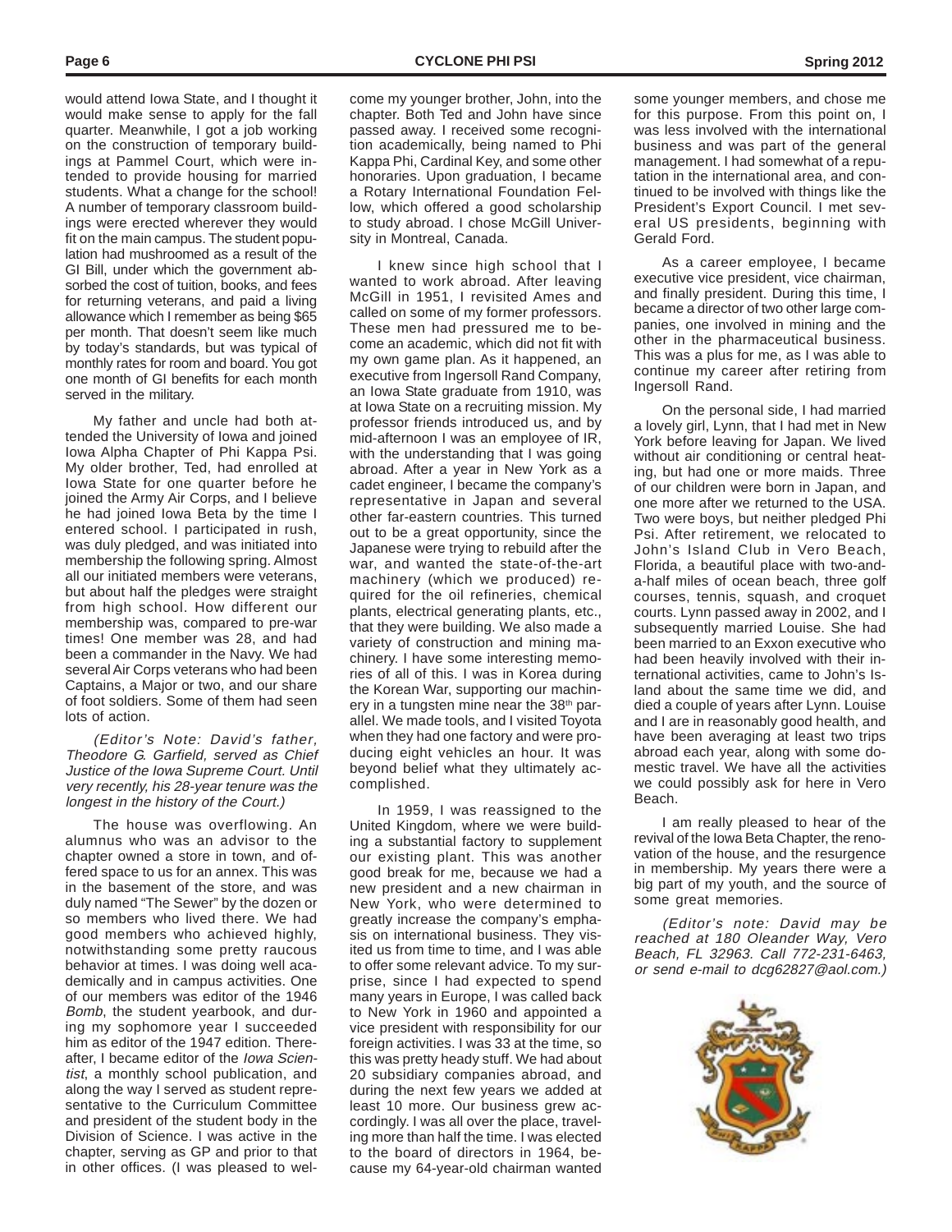would attend Iowa State, and I thought it would make sense to apply for the fall quarter. Meanwhile, I got a job working on the construction of temporary buildings at Pammel Court, which were intended to provide housing for married students. What a change for the school! A number of temporary classroom buildings were erected wherever they would fit on the main campus. The student population had mushroomed as a result of the GI Bill, under which the government absorbed the cost of tuition, books, and fees for returning veterans, and paid a living allowance which I remember as being $65 per month. That doesn't seem like much by today's standards, but was typical of monthly rates for room and board. You got one month of GI benefits for each month served in the military.

My father and uncle had both attended the University of Iowa and joined Iowa Alpha Chapter of Phi Kappa Psi. My older brother, Ted, had enrolled at Iowa State for one quarter before he joined the Army Air Corps, and I believe he had joined Iowa Beta by the time I entered school. I participated in rush, was duly pledged, and was initiated into membership the following spring. Almost all our initiated members were veterans, but about half the pledges were straight from high school. How different our membership was, compared to pre-war times! One member was 28, and had been a commander in the Navy. We had several Air Corps veterans who had been Captains, a Major or two, and our share of foot soldiers. Some of them had seen lots of action.

*(Editor's Note: David's father, Theodore G. Garfield, served as Chief Justice of the Iowa Supreme Court. Until very recently, his 28-year tenure was the longest in the history of the Court.)*

The house was overflowing. An alumnus who was an advisor to the chapter owned a store in town, and offered space to us for an annex. This was in the basement of the store, and was duly named "The Sewer" by the dozen or so members who lived there. We had good members who achieved highly, notwithstanding some pretty raucous behavior at times. I was doing well academically and in campus activities. One of our members was editor of the 1946 *Bomb*, the student yearbook, and during my sophomore year I succeeded him as editor of the 1947 edition. Thereafter, I became editor of the *Iowa Scientist*, a monthly school publication, and along the way I served as student representative to the Curriculum Committee and president of the student body in the Division of Science. I was active in the chapter, serving as GP and prior to that in other offices. (I was pleased to welcome my younger brother, John, into the chapter. Both Ted and John have since passed away. I received some recognition academically, being named to Phi Kappa Phi, Cardinal Key, and some other honoraries. Upon graduation, I became a Rotary International Foundation Fellow, which offered a good scholarship to study abroad. I chose McGill University in Montreal, Canada.

I knew since high school that I wanted to work abroad. After leaving McGill in 1951, I revisited Ames and called on some of my former professors. These men had pressured me to become an academic, which did not fit with my own game plan. As it happened, an executive from Ingersoll Rand Company, an Iowa State graduate from 1910, was at Iowa State on a recruiting mission. My professor friends introduced us, and by mid-afternoon I was an employee of IR, with the understanding that I was going abroad. After a year in New York as a cadet engineer, I became the company's representative in Japan and several other far-eastern countries. This turned out to be a great opportunity, since the Japanese were trying to rebuild after the war, and wanted the state-of-the-art machinery (which we produced) required for the oil refineries, chemical plants, electrical generating plants, etc., that they were building. We also made a variety of construction and mining machinery. I have some interesting memories of all of this. I was in Korea during the Korean War, supporting our machinery in a tungsten mine near the 38th parallel. We made tools, and I visited Toyota when they had one factory and were producing eight vehicles an hour. It was beyond belief what they ultimately accomplished.

In 1959, I was reassigned to the United Kingdom, where we were building a substantial factory to supplement our existing plant. This was another good break for me, because we had a new president and a new chairman in New York, who were determined to greatly increase the company's emphasis on international business. They visited us from time to time, and I was able to offer some relevant advice. To my surprise, since I had expected to spend many years in Europe, I was called back to New York in 1960 and appointed a vice president with responsibility for our foreign activities. I was 33 at the time, so this was pretty heady stuff. We had about 20 subsidiary companies abroad, and during the next few years we added at least 10 more. Our business grew accordingly. I was all over the place, traveling more than half the time. I was elected to the board of directors in 1964, because my 64-year-old chairman wanted some younger members, and chose me for this purpose. From this point on, I was less involved with the international business and was part of the general management. I had somewhat of a reputation in the international area, and continued to be involved with things like the President's Export Council. I met several US presidents, beginning with Gerald Ford.

As a career employee, I became executive vice president, vice chairman, and finally president. During this time, I became a director of two other large companies, one involved in mining and the other in the pharmaceutical business. This was a plus for me, as I was able to continue my career after retiring from Ingersoll Rand.

On the personal side, I had married a lovely girl, Lynn, that I had met in New York before leaving for Japan. We lived without air conditioning or central heating, but had one or more maids. Three of our children were born in Japan, and one more after we returned to the USA. Two were boys, but neither pledged Phi Psi. After retirement, we relocated to John's Island Club in Vero Beach, Florida, a beautiful place with two-and-a-half miles of ocean beach, three golf courses, tennis, squash, and croquet courts. Lynn passed away in 2002, and I subsequently married Louise. She had been married to an Exxon executive who had been heavily involved with their international activities, came to John's Island about the same time we did, and died a couple of years after Lynn. Louise and I are in reasonably good health, and have been averaging at least two trips abroad each year, along with some domestic travel. We have all the activities we could possibly ask for here in Vero Beach.

I am really pleased to hear of the revival of the Iowa Beta Chapter, the renovation of the house, and the resurgence in membership. My years there were a big part of my youth, and the source of some great memories.

*(Editor's note: David may be reached at 180 Oleander Way, Vero Beach, FL 32963. Call 772-231-6463, or send e-mail to dcg62827@aol.com.)*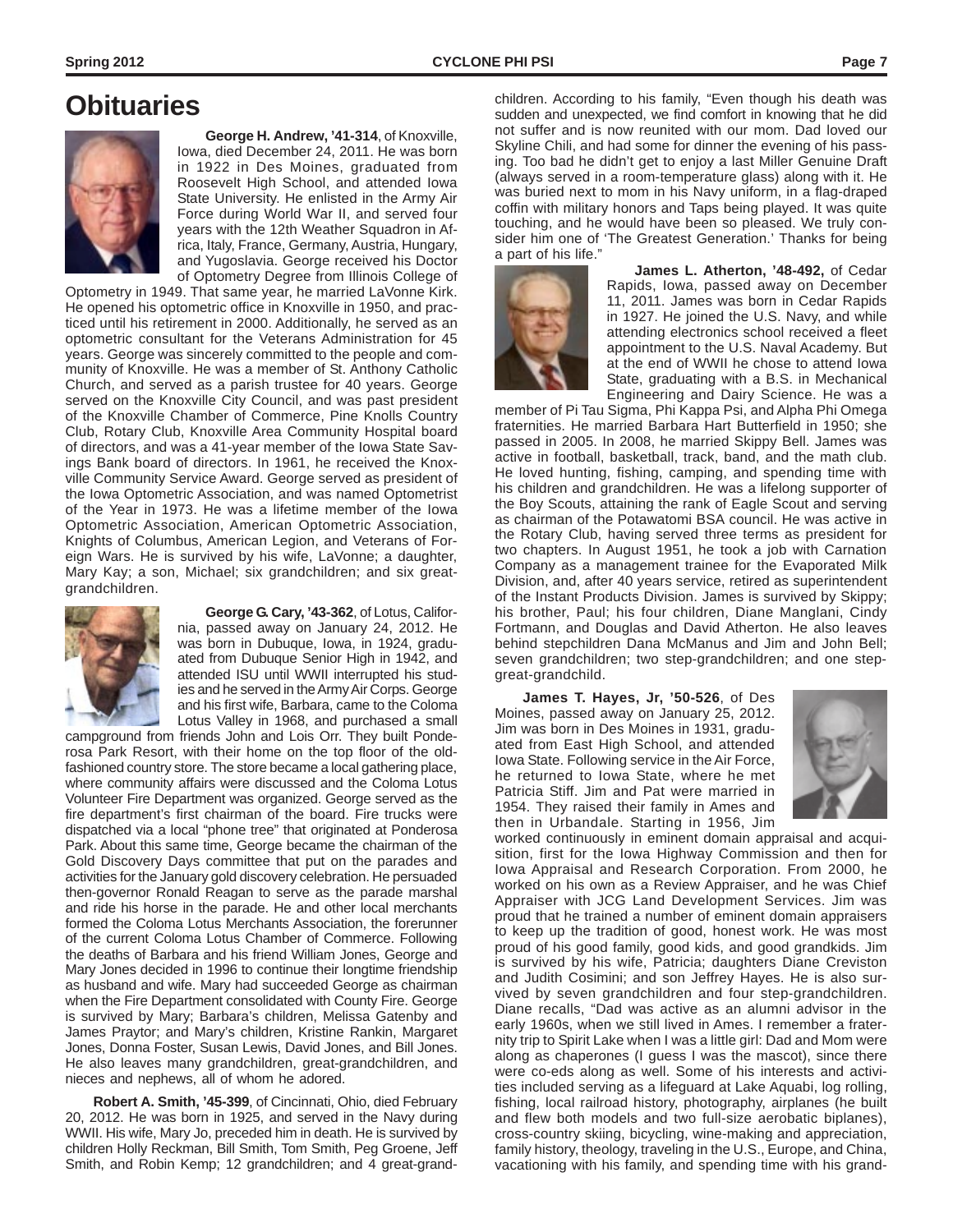# Obituaries

**George H. Andrew, '41-314**, of Knoxville, Iowa, died December 24, 2011. He was born in 1922 in Des Moines, graduated from Roosevelt High School, and attended Iowa State University. He enlisted in the Army Air Force during World War II, and served four years with the 12th Weather Squadron in Africa, Italy, France, Germany, Austria, Hungary, and Yugoslavia. George received his Doctor of Optometry Degree from Illinois College of Optometry in 1949. That same year, he married LaVonne Kirk. He opened his optometric office in Knoxville in 1950, and practiced until his retirement in 2000. Additionally, he served as an optometric consultant for the Veterans Administration for 45 years. George was sincerely committed to the people and community of Knoxville. He was a member of St. Anthony Catholic Church, and served as a parish trustee for 40 years. George served on the Knoxville City Council, and was past president of the Knoxville Chamber of Commerce, Pine Knolls Country Club, Rotary Club, Knoxville Area Community Hospital board of directors, and was a 41-year member of the Iowa State Savings Bank board of directors. In 1961, he received the Knoxville Community Service Award. George served as president of the Iowa Optometric Association, and was named Optometrist of the Year in 1973. He was a lifetime member of the Iowa Optometric Association, American Optometric Association, Knights of Columbus, American Legion, and Veterans of Foreign Wars. He is survived by his wife, LaVonne; a daughter, Mary Kay; a son, Michael; six grandchildren; and six great-grandchildren.

**George G. Cary, '43-362**, of Lotus, California, passed away on January 24, 2012. He was born in Dubuque, Iowa, in 1924, graduated from Dubuque Senior High in 1942, and attended ISU until WWII interrupted his studies and he served in the Army Air Corps. George and his first wife, Barbara, came to the Coloma Lotus Valley in 1968, and purchased a small campground from friends John and Lois Orr. They built Ponderosa Park Resort, with their home on the top floor of the old-fashioned country store. The store became a local gathering place, where community affairs were discussed and the Coloma Lotus Volunteer Fire Department was organized. George served as the fire department's first chairman of the board. Fire trucks were dispatched via a local "phone tree" that originated at Ponderosa Park. About this same time, George became the chairman of the Gold Discovery Days committee that put on the parades and activities for the January gold discovery celebration. He persuaded then-governor Ronald Reagan to serve as the parade marshal and ride his horse in the parade. He and other local merchants formed the Coloma Lotus Merchants Association, the forerunner of the current Coloma Lotus Chamber of Commerce. Following the deaths of Barbara and his friend William Jones, George and Mary Jones decided in 1996 to continue their longtime friendship as husband and wife. Mary had succeeded George as chairman when the Fire Department consolidated with County Fire. George is survived by Mary; Barbara's children, Melissa Gatenby and James Praytor; and Mary's children, Kristine Rankin, Margaret Jones, Donna Foster, Susan Lewis, David Jones, and Bill Jones. He also leaves many grandchildren, great-grandchildren, and nieces and nephews, all of whom he adored.

**Robert A. Smith, '45-399**, of Cincinnati, Ohio, died February 20, 2012. He was born in 1925, and served in the Navy during WWII. His wife, Mary Jo, preceded him in death. He is survived by children Holly Reckman, Bill Smith, Tom Smith, Peg Groene, Jeff Smith, and Robin Kemp; 12 grandchildren; and 4 great-grandchildren. According to his family, "Even though his death was sudden and unexpected, we find comfort in knowing that he did not suffer and is now reunited with our mom. Dad loved our Skyline Chili, and had some for dinner the evening of his passing. Too bad he didn't get to enjoy a last Miller Genuine Draft (always served in a room-temperature glass) along with it. He was buried next to mom in his Navy uniform, in a flag-draped coffin with military honors and Taps being played. It was quite touching, and he would have been so pleased. We truly consider him one of 'The Greatest Generation.' Thanks for being a part of his life."

**James L. Atherton, '48-492,** of Cedar Rapids, Iowa, passed away on December 11, 2011. James was born in Cedar Rapids in 1927. He joined the U.S. Navy, and while attending electronics school received a fleet appointment to the U.S. Naval Academy. But at the end of WWII he chose to attend Iowa State, graduating with a B.S. in Mechanical Engineering and Dairy Science. He was a member of Pi Tau Sigma, Phi Kappa Psi, and Alpha Phi Omega fraternities. He married Barbara Hart Butterfield in 1950; she passed in 2005. In 2008, he married Skippy Bell. James was active in football, basketball, track, band, and the math club. He loved hunting, fishing, camping, and spending time with his children and grandchildren. He was a lifelong supporter of the Boy Scouts, attaining the rank of Eagle Scout and serving as chairman of the Potawatomi BSA council. He was active in the Rotary Club, having served three terms as president for two chapters. In August 1951, he took a job with Carnation Company as a management trainee for the Evaporated Milk Division, and, after 40 years service, retired as superintendent of the Instant Products Division. James is survived by Skippy; his brother, Paul; his four children, Diane Manglani, Cindy Fortmann, and Douglas and David Atherton. He also leaves behind stepchildren Dana McManus and Jim and John Bell; seven grandchildren; two step-grandchildren; and one step-great-grandchild.

**James T. Hayes, Jr, '50-526**, of Des Moines, passed away on January 25, 2012. Jim was born in Des Moines in 1931, graduated from East High School, and attended Iowa State. Following service in the Air Force, he returned to Iowa State, where he met Patricia Stiff. Jim and Pat were married in 1954. They raised their family in Ames and then in Urbandale. Starting in 1956, Jim worked continuously in eminent domain appraisal and acquisition, first for the Iowa Highway Commission and then for Iowa Appraisal and Research Corporation. From 2000, he worked on his own as a Review Appraiser, and he was Chief Appraiser with JCG Land Development Services. Jim was proud that he trained a number of eminent domain appraisers to keep up the tradition of good, honest work. He was most proud of his good family, good kids, and good grandkids. Jim is survived by his wife, Patricia; daughters Diane Creviston and Judith Cosimini; and son Jeffrey Hayes. He is also survived by seven grandchildren and four step-grandchildren. Diane recalls, "Dad was active as an alumni advisor in the early 1960s, when we still lived in Ames. I remember a fraternity trip to Spirit Lake when I was a little girl: Dad and Mom were along as chaperones (I guess I was the mascot), since there were co-eds along as well. Some of his interests and activities included serving as a lifeguard at Lake Aquabi, log rolling, fishing, local railroad history, photography, airplanes (he built and flew both models and two full-size aerobatic biplanes), cross-country skiing, bicycling, wine-making and appreciation, family history, theology, traveling in the U.S., Europe, and China, vacationing with his family, and spending time with his grand-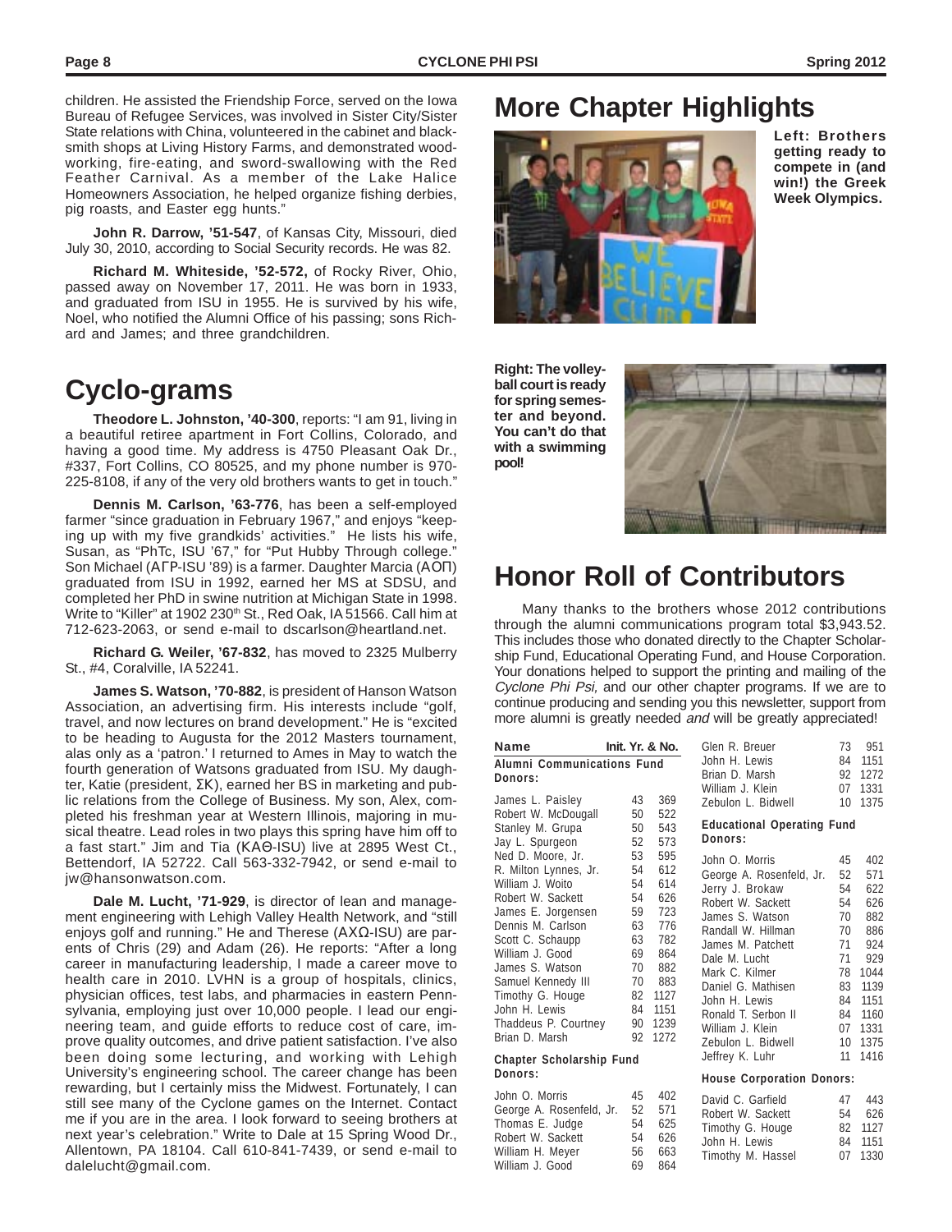children. He assisted the Friendship Force, served on the Iowa Bureau of Refugee Services, was involved in Sister City/Sister State relations with China, volunteered in the cabinet and blacksmith shops at Living History Farms, and demonstrated woodworking, fire-eating, and sword-swallowing with the Red Feather Carnival. As a member of the Lake Halice Homeowners Association, he helped organize fishing derbies, pig roasts, and Easter egg hunts."

**John R. Darrow, '51-547**, of Kansas City, Missouri, died July 30, 2010, according to Social Security records. He was 82.

**Richard M. Whiteside, '52-572,** of Rocky River, Ohio, passed away on November 17, 2011. He was born in 1933, and graduated from ISU in 1955. He is survived by his wife, Noel, who notified the Alumni Office of his passing; sons Richard and James; and three grandchildren.

# Cyclo-grams

**Theodore L. Johnston, '40-300**, reports: "I am 91, living in a beautiful retiree apartment in Fort Collins, Colorado, and having a good time. My address is 4750 Pleasant Oak Dr., #337, Fort Collins, CO 80525, and my phone number is 970-225-8108, if any of the very old brothers wants to get in touch."

**Dennis M. Carlson, '63-776**, has been a self-employed farmer "since graduation in February 1967," and enjoys "keeping up with my five grandkids' activities." He lists his wife, Susan, as "PhTc, ISU '67," for "Put Hubby Through college." Son Michael (ΑΓΡ-ISU '89) is a farmer. Daughter Marcia (ΑΟΠ) graduated from ISU in 1992, earned her MS at SDSU, and completed her PhD in swine nutrition at Michigan State in 1998. Write to "Killer" at 1902 230th St., Red Oak, IA 51566. Call him at 712-623-2063, or send e-mail to dscarlson@heartland.net.

**Richard G. Weiler, '67-832**, has moved to 2325 Mulberry St., #4, Coralville, IA 52241.

**James S. Watson, '70-882**, is president of Hanson Watson Association, an advertising firm. His interests include "golf, travel, and now lectures on brand development." He is "excited to be heading to Augusta for the 2012 Masters tournament, alas only as a 'patron.' I returned to Ames in May to watch the fourth generation of Watsons graduated from ISU. My daughter, Katie (president, ΣΚ), earned her BS in marketing and public relations from the College of Business. My son, Alex, completed his freshman year at Western Illinois, majoring in musical theatre. Lead roles in two plays this spring have him off to a fast start." Jim and Tia (ΚΑΘ-ISU) live at 2895 West Ct., Bettendorf, IA 52722. Call 563-332-7942, or send e-mail to jw@hansonwatson.com.

**Dale M. Lucht, '71-929**, is director of lean and management engineering with Lehigh Valley Health Network, and "still enjoys golf and running." He and Therese (ΑΧΩ-ISU) are parents of Chris (29) and Adam (26). He reports: "After a long career in manufacturing leadership, I made a career move to health care in 2010. LVHN is a group of hospitals, clinics, physician offices, test labs, and pharmacies in eastern Pennsylvania, employing just over 10,000 people. I lead our engineering team, and guide efforts to reduce cost of care, improve quality outcomes, and drive patient satisfaction. I've also been doing some lecturing, and working with Lehigh University's engineering school. The career change has been rewarding, but I certainly miss the Midwest. Fortunately, I can still see many of the Cyclone games on the Internet. Contact me if you are in the area. I look forward to seeing brothers at next year's celebration." Write to Dale at 15 Spring Wood Dr., Allentown, PA 18104. Call 610-841-7439, or send e-mail to dalelucht@gmail.com.

# More Chapter Highlights

**Left: Brothers getting ready to compete in (and win!) the Greek Week Olympics.**

**Right: The volleyball court is ready for spring semester and beyond. You can't do that with a swimming pool!**

# Honor Roll of Contributors

Many thanks to the brothers whose 2012 contributions through the alumni communications program total $3,943.52. This includes those who donated directly to the Chapter Scholarship Fund, Educational Operating Fund, and House Corporation. Your donations helped to support the printing and mailing of the *Cyclone Phi Psi,* and our other chapter programs. If we are to continue producing and sending you this newsletter, support from more alumni is greatly needed *and* will be greatly appreciated!

| Name | Init. Yr. | No. |
|---|---|---|
| **Alumni Communications Fund Donors:** | | |
| James L. Paisley | 43 | 369 |
| Robert W. McDougall | 50 | 522 |
| Stanley M. Grupa | 50 | 543 |
| Jay L. Spurgeon | 52 | 573 |
| Ned D. Moore, Jr. | 53 | 595 |
| R. Milton Lynnes, Jr. | 54 | 612 |
| William J. Woito | 54 | 614 |
| Robert W. Sackett | 54 | 626 |
| James E. Jorgensen | 59 | 723 |
| Dennis M. Carlson | 63 | 776 |
| Scott C. Schaupp | 63 | 782 |
| William J. Good | 69 | 864 |
| James S. Watson | 70 | 882 |
| Samuel Kennedy III | 70 | 883 |
| Timothy G. Houge | 82 | 1127 |
| John H. Lewis | 84 | 1151 |
| Thaddeus P. Courtney | 90 | 1239 |
| Brian D. Marsh | 92 | 1272 |
| **Chapter Scholarship Fund Donors:** | | |
| John O. Morris | 45 | 402 |
| George A. Rosenfeld, Jr. | 52 | 571 |
| Thomas E. Judge | 54 | 625 |
| Robert W. Sackett | 54 | 626 |
| William H. Meyer | 56 | 663 |
| William J. Good | 69 | 864 |
| Glen R. Breuer | 73 | 951 |
| John H. Lewis | 84 | 1151 |
| Brian D. Marsh | 92 | 1272 |
| William J. Klein | 07 | 1331 |
| Zebulon L. Bidwell | 10 | 1375 |
| **Educational Operating Fund Donors:** | | |
| John O. Morris | 45 | 402 |
| George A. Rosenfeld, Jr. | 52 | 571 |
| Jerry J. Brokaw | 54 | 622 |
| Robert W. Sackett | 54 | 626 |
| James S. Watson | 70 | 882 |
| Randall W. Hillman | 70 | 886 |
| James M. Patchett | 71 | 924 |
| Dale M. Lucht | 71 | 929 |
| Mark C. Kilmer | 78 | 1044 |
| Daniel G. Mathisen | 83 | 1139 |
| John H. Lewis | 84 | 1151 |
| Ronald T. Serbon II | 84 | 1160 |
| William J. Klein | 07 | 1331 |
| Zebulon L. Bidwell | 10 | 1375 |
| Jeffrey K. Luhr | 11 | 1416 |
| **House Corporation Donors:** | | |
| David C. Garfield | 47 | 443 |
| Robert W. Sackett | 54 | 626 |
| Timothy G. Houge | 82 | 1127 |
| John H. Lewis | 84 | 1151 |
| Timothy M. Hassel | 07 | 1330 |